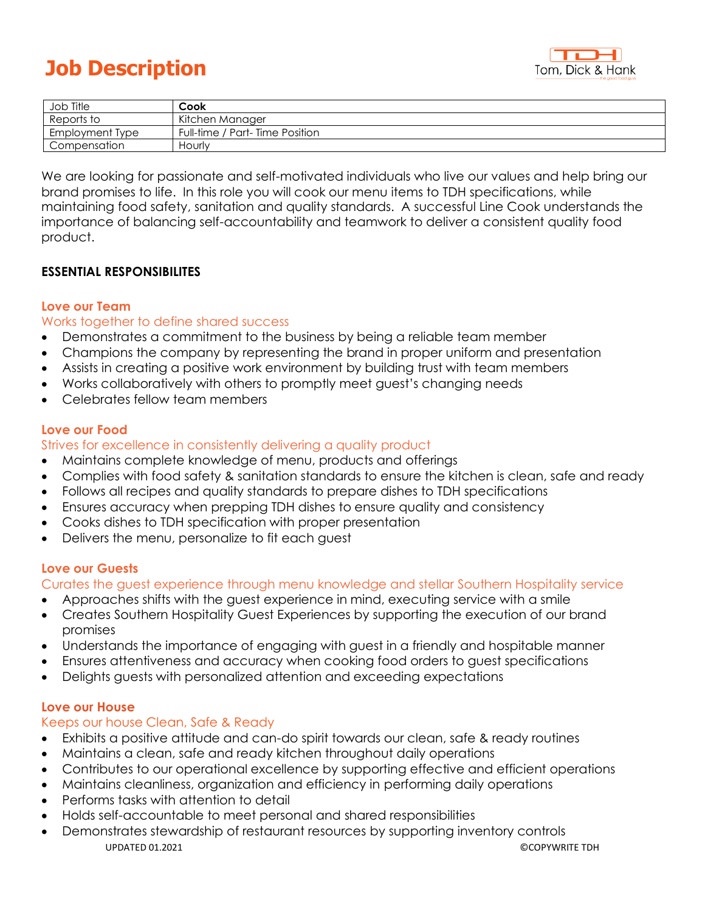# Job Description

Tom, Dick & Hank

| Job Title | **Cook** |
|---|---|
| Reports to | Kitchen Manager |
| Employment Type | Full-time / Part- Time Position |
| Compensation | Hourly |

We are looking for passionate and self-motivated individuals who live our values and help bring our brand promises to life. In this role you will cook our menu items to TDH specifications, while maintaining food safety, sanitation and quality standards. A successful Line Cook understands the importance of balancing self-accountability and teamwork to deliver a consistent quality food product.

**ESSENTIAL RESPONSIBILITES**

### Love our Team

Works together to define shared success

- Demonstrates a commitment to the business by being a reliable team member
- Champions the company by representing the brand in proper uniform and presentation
- Assists in creating a positive work environment by building trust with team members
- Works collaboratively with others to promptly meet guest's changing needs
- Celebrates fellow team members

### Love our Food

Strives for excellence in consistently delivering a quality product

- Maintains complete knowledge of menu, products and offerings
- Complies with food safety & sanitation standards to ensure the kitchen is clean, safe and ready
- Follows all recipes and quality standards to prepare dishes to TDH specifications
- Ensures accuracy when prepping TDH dishes to ensure quality and consistency
- Cooks dishes to TDH specification with proper presentation
- Delivers the menu, personalize to fit each guest

### Love our Guests

Curates the guest experience through menu knowledge and stellar Southern Hospitality service

- Approaches shifts with the guest experience in mind, executing service with a smile
- Creates Southern Hospitality Guest Experiences by supporting the execution of our brand promises
- Understands the importance of engaging with guest in a friendly and hospitable manner
- Ensures attentiveness and accuracy when cooking food orders to guest specifications
- Delights guests with personalized attention and exceeding expectations

### Love our House

Keeps our house Clean, Safe & Ready

- Exhibits a positive attitude and can-do spirit towards our clean, safe & ready routines
- Maintains a clean, safe and ready kitchen throughout daily operations
- Contributes to our operational excellence by supporting effective and efficient operations
- Maintains cleanliness, organization and efficiency in performing daily operations
- Performs tasks with attention to detail
- Holds self-accountable to meet personal and shared responsibilities
- Demonstrates stewardship of restaurant resources by supporting inventory controls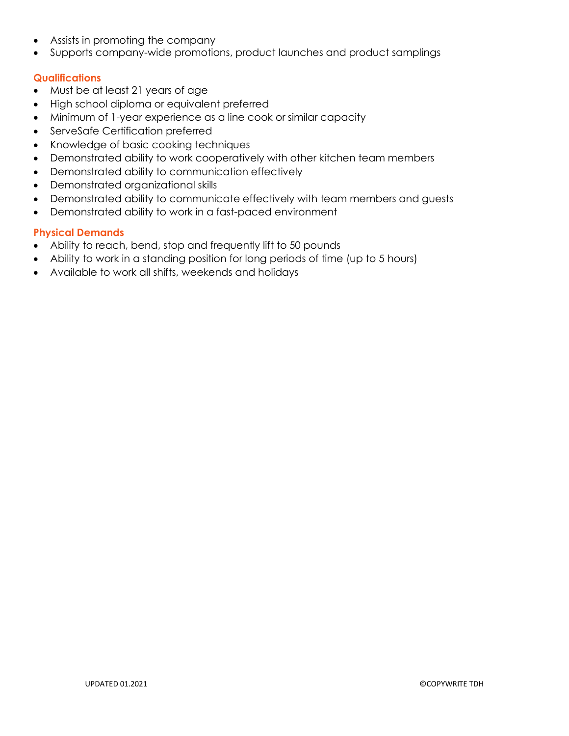- Assists in promoting the company
- Supports company-wide promotions, product launches and product samplings

### Qualifications

- Must be at least 21 years of age
- High school diploma or equivalent preferred
- Minimum of 1-year experience as a line cook or similar capacity
- ServeSafe Certification preferred
- Knowledge of basic cooking techniques
- Demonstrated ability to work cooperatively with other kitchen team members
- Demonstrated ability to communication effectively
- Demonstrated organizational skills
- Demonstrated ability to communicate effectively with team members and guests
- Demonstrated ability to work in a fast-paced environment

### Physical Demands

- Ability to reach, bend, stop and frequently lift to 50 pounds
- Ability to work in a standing position for long periods of time (up to 5 hours)
- Available to work all shifts, weekends and holidays